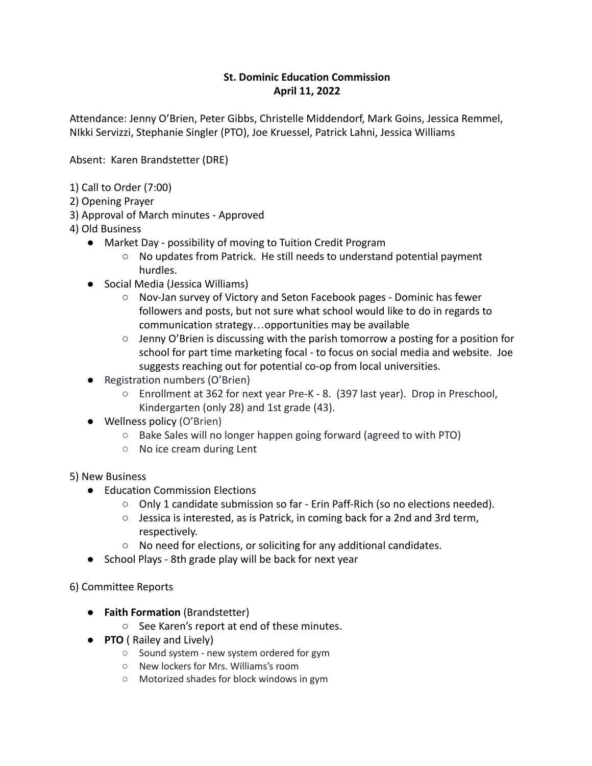# St. Dominic Education Commission
## April 11, 2022

Attendance: Jenny O'Brien, Peter Gibbs, Christelle Middendorf, Mark Goins, Jessica Remmel, NIkki Servizzi, Stephanie Singler (PTO), Joe Kruessel, Patrick Lahni, Jessica Williams

Absent: Karen Brandstetter (DRE)

1) Call to Order (7:00)
2) Opening Prayer
3) Approval of March minutes - Approved
4) Old Business
   - Market Day - possibility of moving to Tuition Credit Program
     - No updates from Patrick. He still needs to understand potential payment hurdles.
   - Social Media (Jessica Williams)
     - Nov-Jan survey of Victory and Seton Facebook pages - Dominic has fewer followers and posts, but not sure what school would like to do in regards to communication strategy…opportunities may be available
     - Jenny O'Brien is discussing with the parish tomorrow a posting for a position for school for part time marketing focal - to focus on social media and website. Joe suggests reaching out for potential co-op from local universities.
   - Registration numbers (O'Brien)
     - Enrollment at 362 for next year Pre-K - 8. (397 last year). Drop in Preschool, Kindergarten (only 28) and 1st grade (43).
   - Wellness policy (O'Brien)
     - Bake Sales will no longer happen going forward (agreed to with PTO)
     - No ice cream during Lent

5) New Business
   - Education Commission Elections
     - Only 1 candidate submission so far - Erin Paff-Rich (so no elections needed).
     - Jessica is interested, as is Patrick, in coming back for a 2nd and 3rd term, respectively.
     - No need for elections, or soliciting for any additional candidates.
   - School Plays - 8th grade play will be back for next year

6) Committee Reports

   - **Faith Formation** (Brandstetter)
     - See Karen's report at end of these minutes.
   - **PTO** ( Railey and Lively)
     - Sound system - new system ordered for gym
     - New lockers for Mrs. Williams's room
     - Motorized shades for block windows in gym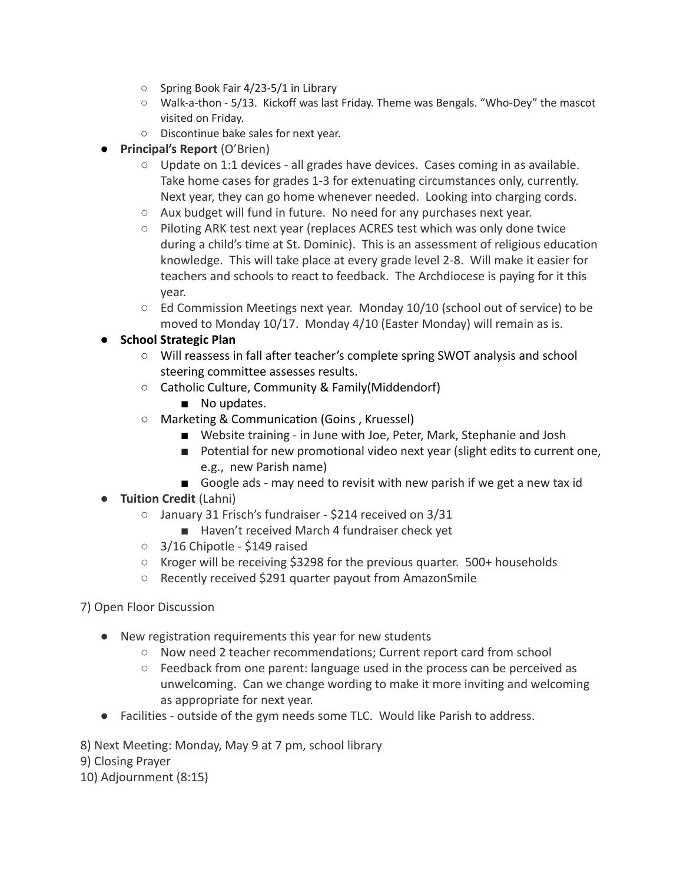- Spring Book Fair 4/23-5/1 in Library
    - Walk-a-thon - 5/13. Kickoff was last Friday. Theme was Bengals. "Who-Dey" the mascot visited on Friday.
    - Discontinue bake sales for next year.
- **Principal's Report** (O'Brien)
    - Update on 1:1 devices - all grades have devices. Cases coming in as available. Take home cases for grades 1-3 for extenuating circumstances only, currently. Next year, they can go home whenever needed. Looking into charging cords.
    - Aux budget will fund in future. No need for any purchases next year.
    - Piloting ARK test next year (replaces ACRES test which was only done twice during a child's time at St. Dominic). This is an assessment of religious education knowledge. This will take place at every grade level 2-8. Will make it easier for teachers and schools to react to feedback. The Archdiocese is paying for it this year.
    - Ed Commission Meetings next year. Monday 10/10 (school out of service) to be moved to Monday 10/17. Monday 4/10 (Easter Monday) will remain as is.
- **School Strategic Plan**
    - Will reassess in fall after teacher's complete spring SWOT analysis and school steering committee assesses results.
    - Catholic Culture, Community & Family(Middendorf)
        - No updates.
    - Marketing & Communication (Goins , Kruessel)
        - Website training - in June with Joe, Peter, Mark, Stephanie and Josh
        - Potential for new promotional video next year (slight edits to current one, e.g., new Parish name)
        - Google ads - may need to revisit with new parish if we get a new tax id
- **Tuition Credit** (Lahni)
    - January 31 Frisch's fundraiser - $214 received on 3/31
        - Haven't received March 4 fundraiser check yet
    - 3/16 Chipotle - $149 raised
    - Kroger will be receiving $3298 for the previous quarter. 500+ households
    - Recently received $291 quarter payout from AmazonSmile

7) Open Floor Discussion

- New registration requirements this year for new students
    - Now need 2 teacher recommendations; Current report card from school
    - Feedback from one parent: language used in the process can be perceived as unwelcoming. Can we change wording to make it more inviting and welcoming as appropriate for next year.
- Facilities - outside of the gym needs some TLC. Would like Parish to address.

8) Next Meeting: Monday, May 9 at 7 pm, school library

9) Closing Prayer

10) Adjournment (8:15)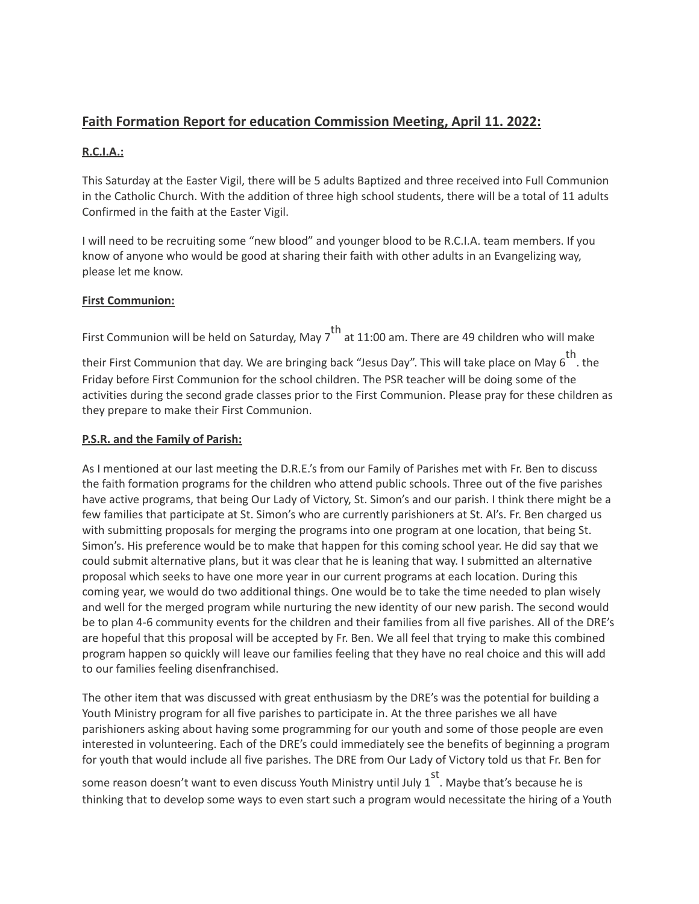## Faith Formation Report for education Commission Meeting, April 11. 2022:

### R.C.I.A.:

This Saturday at the Easter Vigil, there will be 5 adults Baptized and three received into Full Communion in the Catholic Church. With the addition of three high school students, there will be a total of 11 adults Confirmed in the faith at the Easter Vigil.

I will need to be recruiting some "new blood" and younger blood to be R.C.I.A. team members. If you know of anyone who would be good at sharing their faith with other adults in an Evangelizing way, please let me know.

### First Communion:

First Communion will be held on Saturday, May 7th at 11:00 am. There are 49 children who will make their First Communion that day. We are bringing back "Jesus Day". This will take place on May 6th. the Friday before First Communion for the school children. The PSR teacher will be doing some of the activities during the second grade classes prior to the First Communion. Please pray for these children as they prepare to make their First Communion.

### P.S.R. and the Family of Parish:

As I mentioned at our last meeting the D.R.E.'s from our Family of Parishes met with Fr. Ben to discuss the faith formation programs for the children who attend public schools. Three out of the five parishes have active programs, that being Our Lady of Victory, St. Simon's and our parish. I think there might be a few families that participate at St. Simon's who are currently parishioners at St. Al's. Fr. Ben charged us with submitting proposals for merging the programs into one program at one location, that being St. Simon's. His preference would be to make that happen for this coming school year. He did say that we could submit alternative plans, but it was clear that he is leaning that way. I submitted an alternative proposal which seeks to have one more year in our current programs at each location. During this coming year, we would do two additional things. One would be to take the time needed to plan wisely and well for the merged program while nurturing the new identity of our new parish. The second would be to plan 4-6 community events for the children and their families from all five parishes. All of the DRE's are hopeful that this proposal will be accepted by Fr. Ben. We all feel that trying to make this combined program happen so quickly will leave our families feeling that they have no real choice and this will add to our families feeling disenfranchised.

The other item that was discussed with great enthusiasm by the DRE's was the potential for building a Youth Ministry program for all five parishes to participate in. At the three parishes we all have parishioners asking about having some programming for our youth and some of those people are even interested in volunteering. Each of the DRE's could immediately see the benefits of beginning a program for youth that would include all five parishes. The DRE from Our Lady of Victory told us that Fr. Ben for some reason doesn't want to even discuss Youth Ministry until July 1st. Maybe that's because he is thinking that to develop some ways to even start such a program would necessitate the hiring of a Youth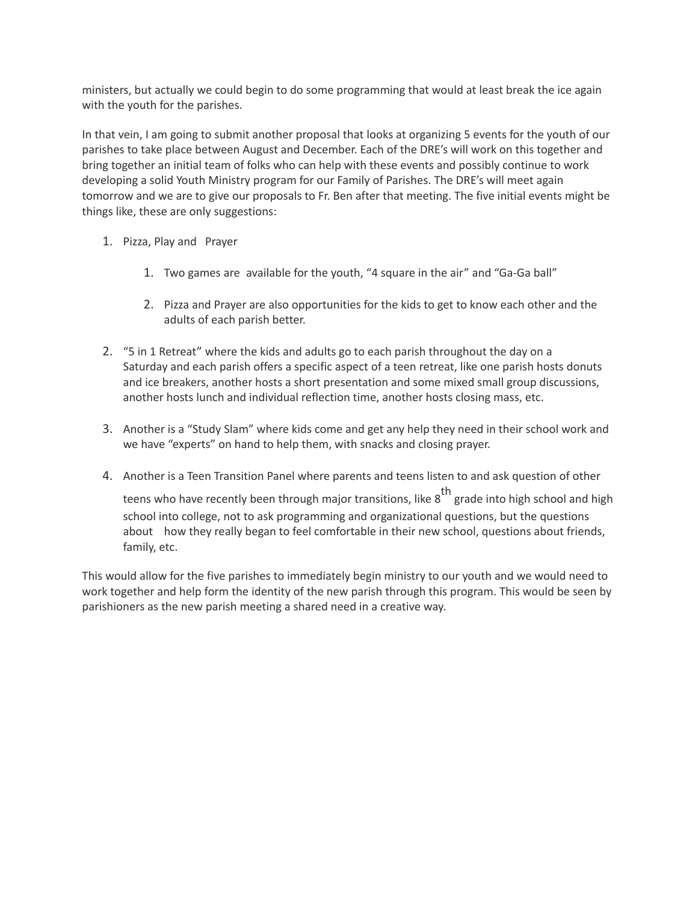ministers, but actually we could begin to do some programming that would at least break the ice again with the youth for the parishes.

In that vein, I am going to submit another proposal that looks at organizing 5 events for the youth of our parishes to take place between August and December. Each of the DRE's will work on this together and bring together an initial team of folks who can help with these events and possibly continue to work developing a solid Youth Ministry program for our Family of Parishes. The DRE's will meet again tomorrow and we are to give our proposals to Fr. Ben after that meeting. The five initial events might be things like, these are only suggestions:

1. Pizza, Play and Prayer
    1. Two games are available for the youth, "4 square in the air" and "Ga-Ga ball"
    2. Pizza and Prayer are also opportunities for the kids to get to know each other and the adults of each parish better.
2. "5 in 1 Retreat" where the kids and adults go to each parish throughout the day on a Saturday and each parish offers a specific aspect of a teen retreat, like one parish hosts donuts and ice breakers, another hosts a short presentation and some mixed small group discussions, another hosts lunch and individual reflection time, another hosts closing mass, etc.
3. Another is a "Study Slam" where kids come and get any help they need in their school work and we have "experts" on hand to help them, with snacks and closing prayer.
4. Another is a Teen Transition Panel where parents and teens listen to and ask question of other teens who have recently been through major transitions, like 8th grade into high school and high school into college, not to ask programming and organizational questions, but the questions about how they really began to feel comfortable in their new school, questions about friends, family, etc.

This would allow for the five parishes to immediately begin ministry to our youth and we would need to work together and help form the identity of the new parish through this program. This would be seen by parishioners as the new parish meeting a shared need in a creative way.